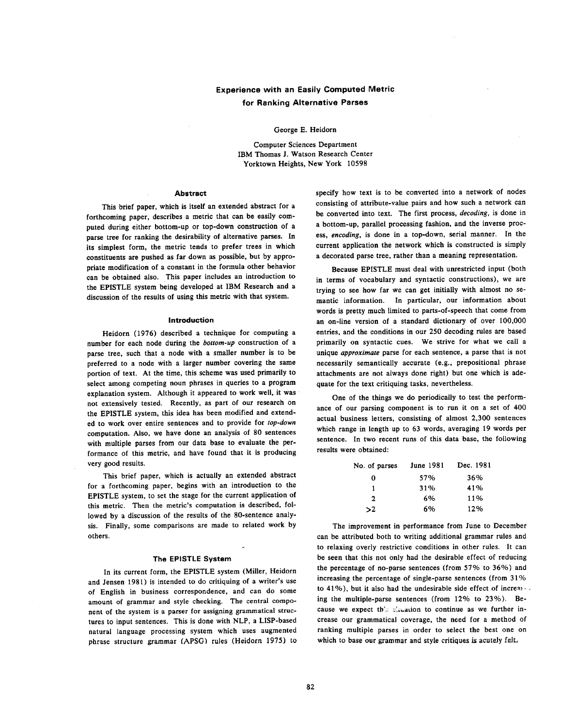# Experience with an Easily Computed Metric for Ranking Alternative Parses

George E. Heidorn

Computer Sciences Department
IBM Thomas J. Watson Research Center
Yorktown Heights, New York 10598

## Abstract

This brief paper, which is itself an extended abstract for a forthcoming paper, describes a metric that can be easily computed during either bottom-up or top-down construction of a parse tree for ranking the desirability of alternative parses. In its simplest form, the metric tends to prefer trees in which constituents are pushed as far down as possible, but by appropriate modification of a constant in the formula other behavior can be obtained also. This paper includes an introduction to the EPISTLE system being developed at IBM Research and a discussion of the results of using this metric with that system.

## Introduction

Heidorn (1976) described a technique for computing a number for each node during the *bottom-up* construction of a parse tree, such that a node with a smaller number is to be preferred to a node with a larger number covering the same portion of text. At the time, this scheme was used primarily to select among competing noun phrases in queries to a program explanation system. Although it appeared to work well, it was not extensively tested. Recently, as part of our research on the EPISTLE system, this idea has been modified and extended to work over entire sentences and to provide for *top-down* computation. Also, we have done an analysis of 80 sentences with multiple parses from our data base to evaluate the performance of this metric, and have found that it is producing very good results.

This brief paper, which is actually an extended abstract for a forthcoming paper, begins with an introduction to the EPISTLE system, to set the stage for the current application of this metric. Then the metric's computation is described, followed by a discussion of the results of the 80-sentence analysis. Finally, some comparisons are made to related work by others.

## The EPISTLE System

In its current form, the EPISTLE system (Miller, Heidorn and Jensen 1981) is intended to do critiquing of a writer's use of English in business correspondence, and can do some amount of grammar and style checking. The central component of the system is a parser for assigning grammatical structures to input sentences. This is done with NLP, a LISP-based natural language processing system which uses augmented phrase structure grammar (APSG) rules (Heidorn 1975) to specify how text is to be converted into a network of nodes consisting of attribute-value pairs and how such a network can be converted into text. The first process, *decoding*, is done in a bottom-up, parallel processing fashion, and the inverse process, *encoding*, is done in a top-down, serial manner. In the current application the network which is constructed is simply a decorated parse tree, rather than a meaning representation.

Because EPISTLE must deal with unrestricted input (both in terms of vocabulary and syntactic constructions), we are trying to see how far we can get initially with almost no semantic information. In particular, our information about words is pretty much limited to parts-of-speech that come from an on-line version of a standard dictionary of over 100,000 entries, and the conditions in our 250 decoding rules are based primarily on syntactic cues. We strive for what we call a unique *approximate* parse for each sentence, a parse that is not necessarily semantically accurate (e.g., prepositional phrase attachments are not always done right) but one which is adequate for the text critiquing tasks, nevertheless.

One of the things we do periodically to test the performance of our parsing component is to run it on a set of 400 actual business letters, consisting of almost 2,300 sentences which range in length up to 63 words, averaging 19 words per sentence. In two recent runs of this data base, the following results were obtained:

| No. of parses | June 1981 | Dec. 1981 |
|---|---|---|
| 0 | 57% | 36% |
| 1 | 31% | 41% |
| 2 | 6% | 11% |
| >2 | 6% | 12% |

The improvement in performance from June to December can be attributed both to writing additional grammar rules and to relaxing overly restrictive conditions in other rules. It can be seen that this not only had the desirable effect of reducing the percentage of no-parse sentences (from 57% to 36%) and increasing the percentage of single-parse sentences (from 31% to 41%), but it also had the undesirable side effect of increasing the multiple-parse sentences (from 12% to 23%). Because we expect this situation to continue as we further increase our grammatical coverage, the need for a method of ranking multiple parses in order to select the best one on which to base our grammar and style critiques is acutely felt.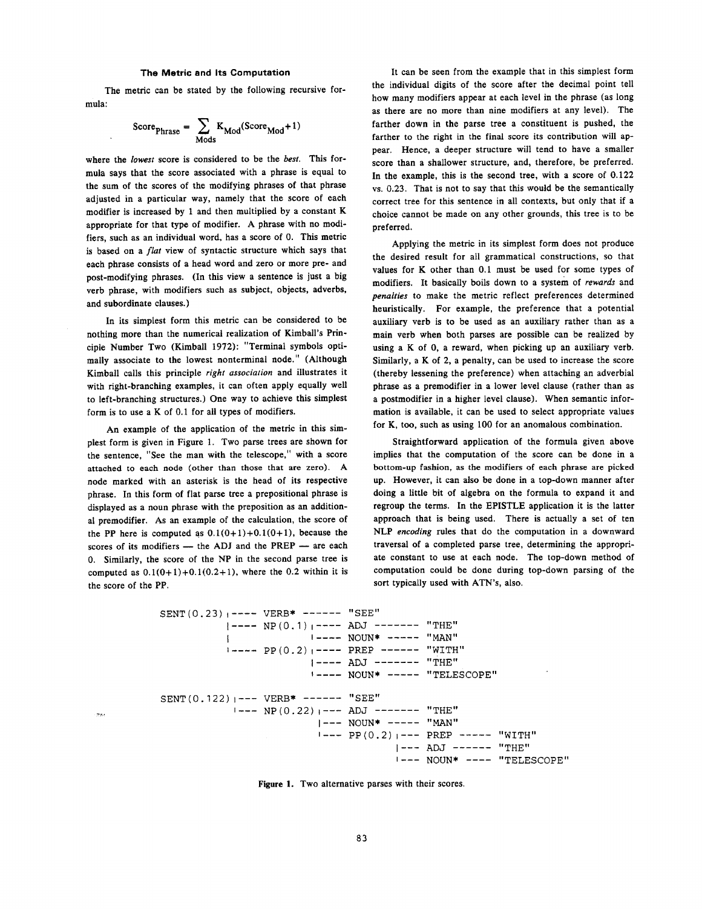### The Metric and Its Computation

The metric can be stated by the following recursive formula:

$$\text{Score}_{\text{Phrase}} = \sum_{\text{Mods}} K_{\text{Mod}}(\text{Score}_{\text{Mod}}+1)$$

where the *lowest* score is considered to be the *best*. This formula says that the score associated with a phrase is equal to the sum of the scores of the modifying phrases of that phrase adjusted in a particular way, namely that the score of each modifier is increased by 1 and then multiplied by a constant K appropriate for that type of modifier. A phrase with no modifiers, such as an individual word, has a score of 0. This metric is based on a *flat* view of syntactic structure which says that each phrase consists of a head word and zero or more pre- and post-modifying phrases. (In this view a sentence is just a big verb phrase, with modifiers such as subject, objects, adverbs, and subordinate clauses.)

In its simplest form this metric can be considered to be nothing more than the numerical realization of Kimball's Principle Number Two (Kimball 1972): "Terminal symbols optimally associate to the lowest nonterminal node." (Although Kimball calls this principle *right association* and illustrates it with right-branching examples, it can often apply equally well to left-branching structures.) One way to achieve this simplest form is to use a K of 0.1 for all types of modifiers.

An example of the application of the metric in this simplest form is given in Figure 1. Two parse trees are shown for the sentence, "See the man with the telescope," with a score attached to each node (other than those that are zero). A node marked with an asterisk is the head of its respective phrase. In this form of flat parse tree a prepositional phrase is displayed as a noun phrase with the preposition as an additional premodifier. As an example of the calculation, the score of the PP here is computed as 0.1(0+1)+0.1(0+1), because the scores of its modifiers — the ADJ and the PREP — are each 0. Similarly, the score of the NP in the second parse tree is computed as 0.1(0+1)+0.1(0.2+1), where the 0.2 within it is the score of the PP.

It can be seen from the example that in this simplest form the individual digits of the score after the decimal point tell how many modifiers appear at each level in the phrase (as long as there are no more than nine modifiers at any level). The farther down in the parse tree a constituent is pushed, the farther to the right in the final score its contribution will appear. Hence, a deeper structure will tend to have a smaller score than a shallower structure, and, therefore, be preferred. In the example, this is the second tree, with a score of 0.122 vs. 0.23. That is not to say that this would be the semantically correct tree for this sentence in all contexts, but only that if a choice cannot be made on any other grounds, this tree is to be preferred.

Applying the metric in its simplest form does not produce the desired result for all grammatical constructions, so that values for K other than 0.1 must be used for some types of modifiers. It basically boils down to a system of *rewards* and *penalties* to make the metric reflect preferences determined heuristically. For example, the preference that a potential auxiliary verb is to be used as an auxiliary rather than as a main verb when both parses are possible can be realized by using a K of 0, a reward, when picking up an auxiliary verb. Similarly, a K of 2, a penalty, can be used to increase the score (thereby lessening the preference) when attaching an adverbial phrase as a premodifier in a lower level clause (rather than as a postmodifier in a higher level clause). When semantic information is available, it can be used to select appropriate values for K, too, such as using 100 for an anomalous combination.

Straightforward application of the formula given above implies that the computation of the score can be done in a bottom-up fashion, as the modifiers of each phrase are picked up. However, it can also be done in a top-down manner after doing a little bit of algebra on the formula to expand it and regroup the terms. In the EPISTLE application it is the latter approach that is being used. There is actually a set of ten NLP *encoding* rules that do the computation in a downward traversal of a completed parse tree, determining the appropriate constant to use at each node. The top-down method of computation could be done during top-down parsing of the sort typically used with ATN's, also.

```
SENT(0.23) |---- VERB* ------ "SEE"
           |---- NP(0.1) |---- ADJ ------- "THE"
           |             |---- NOUN* ----- "MAN"
           |---- PP(0.2) |---- PREP ------ "WITH"
                         |---- ADJ ------- "THE"
                         |---- NOUN* ----- "TELESCOPE"

SENT(0.122) |--- VERB* ------ "SEE"
            |--- NP(0.22) |--- ADJ ------- "THE"
                          |--- NOUN* ----- "MAN"
                          |--- PP(0.2) |--- PREP ----- "WITH"
                                       |--- ADJ ------ "THE"
                                       |--- NOUN* ---- "TELESCOPE"
```

**Figure 1.** Two alternative parses with their scores.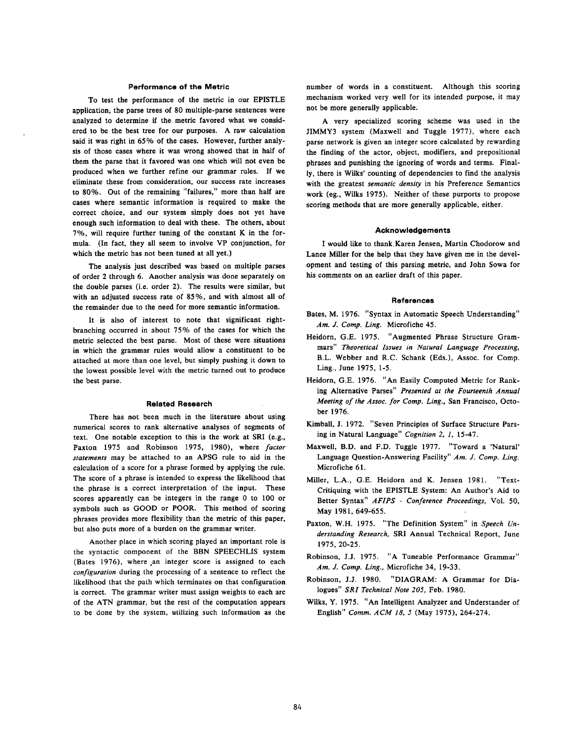### Performance of the Metric

To test the performance of the metric in our EPISTLE application, the parse trees of 80 multiple-parse sentences were analyzed to determine if the metric favored what we considered to be the best tree for our purposes. A raw calculation said it was right in 65% of the cases. However, further analysis of those cases where it was wrong showed that in half of them the parse that it favored was one which will not even be produced when we further refine our grammar rules. If we eliminate these from consideration, our success rate increases to 80%. Out of the remaining "failures," more than half are cases where semantic information is required to make the correct choice, and our system simply does not yet have enough such information to deal with these. The others, about 7%, will require further tuning of the constant K in the formula. (In fact, they all seem to involve VP conjunction, for which the metric has not been tuned at all yet.)

The analysis just described was based on multiple parses of order 2 through 6. Another analysis was done separately on the double parses (i.e. order 2). The results were similar, but with an adjusted success rate of 85%, and with almost all of the remainder due to the need for more semantic information.

It is also of interest to note that significant right-branching occurred in about 75% of the cases for which the metric selected the best parse. Most of these were situations in which the grammar rules would allow a constituent to be attached at more than one level, but simply pushing it down to the lowest possible level with the metric turned out to produce the best parse.

### Related Research

There has not been much in the literature about using numerical scores to rank alternative analyses of segments of text. One notable exception to this is the work at SRI (e.g., Paxton 1975 and Robinson 1975, 1980), where *factor statements* may be attached to an APSG rule to aid in the calculation of a score for a phrase formed by applying the rule. The score of a phrase is intended to express the likelihood that the phrase is a correct interpretation of the input. These scores apparently can be integers in the range 0 to 100 or symbols such as GOOD or POOR. This method of scoring phrases provides more flexibility than the metric of this paper, but also puts more of a burden on the grammar writer.

Another place in which scoring played an important role is the syntactic component of the BBN SPEECHLIS system (Bates 1976), where an integer score is assigned to each *configuration* during the processing of a sentence to reflect the likelihood that the path which terminates on that configuration is correct. The grammar writer must assign weights to each arc of the ATN grammar, but the rest of the computation appears to be done by the system, utilizing such information as the number of words in a constituent. Although this scoring mechanism worked very well for its intended purpose, it may not be more generally applicable.

A very specialized scoring scheme was used in the JIMMY3 system (Maxwell and Tuggle 1977), where each parse network is given an integer score calculated by rewarding the finding of the actor, object, modifiers, and prepositional phrases and punishing the ignoring of words and terms. Finally, there is Wilks' counting of dependencies to find the analysis with the greatest *semantic density* in his Preference Semantics work (eg., Wilks 1975). Neither of these purports to propose scoring methods that are more generally applicable, either.

### Acknowledgements

I would like to thank Karen Jensen, Martin Chodorow and Lance Miller for the help that they have given me in the development and testing of this parsing metric, and John Sowa for his comments on an earlier draft of this paper.

### References

Bates, M. 1976. "Syntax in Automatic Speech Understanding" *Am. J. Comp. Ling.* Microfiche 45.

Heidorn, G.E. 1975. "Augmented Phrase Structure Grammars" *Theoretical Issues in Natural Language Processing,* B.L. Webber and R.C. Schank (Eds.), Assoc. for Comp. Ling., June 1975, 1-5.

Heidorn, G.E. 1976. "An Easily Computed Metric for Ranking Alternative Parses" *Presented at the Fourteenth Annual Meeting of the Assoc. for Comp. Ling.,* San Francisco, October 1976.

Kimball, J. 1972. "Seven Principles of Surface Structure Parsing in Natural Language" *Cognition 2, 1,* 15-47.

Maxwell, B.D. and F.D. Tuggle 1977. "Toward a 'Natural' Language Question-Answering Facility" *Am. J. Comp. Ling.* Microfiche 61.

Miller, L.A., G.E. Heidorn and K. Jensen 1981. "Text-Critiquing with the EPISTLE System: An Author's Aid to Better Syntax" *AFIPS - Conference Proceedings,* Vol. 50, May 1981, 649-655.

Paxton, W.H. 1975. "The Definition System" in *Speech Understanding Research,* SRI Annual Technical Report, June 1975, 20-25.

Robinson, J.J. 1975. "A Tuneable Performance Grammar" *Am. J. Comp. Ling.,* Microfiche 34, 19-33.

Robinson, J.J. 1980. "DIAGRAM: A Grammar for Dialogues" *SRI Technical Note 205,* Feb. 1980.

Wilks, Y. 1975. "An Intelligent Analyzer and Understander of English" *Comm. ACM 18, 5* (May 1975), 264-274.